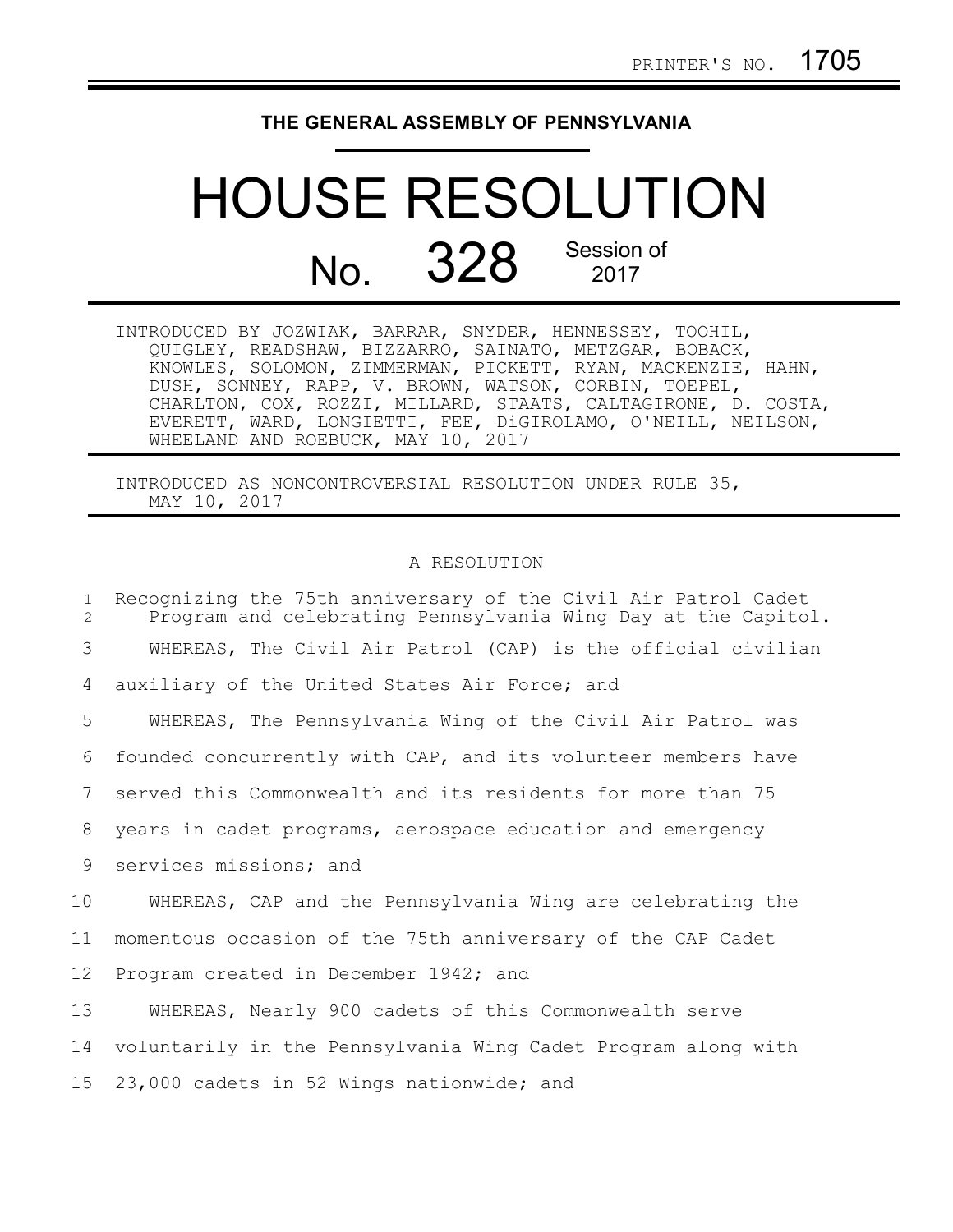PRINTER'S NO. 1705

# THE GENERAL ASSEMBLY OF PENNSYLVANIA

# HOUSE RESOLUTION

## No. 328 Session of 2017

INTRODUCED BY JOZWIAK, BARRAR, SNYDER, HENNESSEY, TOOHIL, QUIGLEY, READSHAW, BIZZARRO, SAINATO, METZGAR, BOBACK, KNOWLES, SOLOMON, ZIMMERMAN, PICKETT, RYAN, MACKENZIE, HAHN, DUSH, SONNEY, RAPP, V. BROWN, WATSON, CORBIN, TOEPEL, CHARLTON, COX, ROZZI, MILLARD, STAATS, CALTAGIRONE, D. COSTA, EVERETT, WARD, LONGIETTI, FEE, DiGIROLAMO, O'NEILL, NEILSON, WHEELAND AND ROEBUCK, MAY 10, 2017

INTRODUCED AS NONCONTROVERSIAL RESOLUTION UNDER RULE 35, MAY 10, 2017

A RESOLUTION

1 Recognizing the 75th anniversary of the Civil Air Patrol Cadet
2 Program and celebrating Pennsylvania Wing Day at the Capitol.

3 WHEREAS, The Civil Air Patrol (CAP) is the official civilian
4 auxiliary of the United States Air Force; and
5 WHEREAS, The Pennsylvania Wing of the Civil Air Patrol was
6 founded concurrently with CAP, and its volunteer members have
7 served this Commonwealth and its residents for more than 75
8 years in cadet programs, aerospace education and emergency
9 services missions; and
10 WHEREAS, CAP and the Pennsylvania Wing are celebrating the
11 momentous occasion of the 75th anniversary of the CAP Cadet
12 Program created in December 1942; and
13 WHEREAS, Nearly 900 cadets of this Commonwealth serve
14 voluntarily in the Pennsylvania Wing Cadet Program along with
15 23,000 cadets in 52 Wings nationwide; and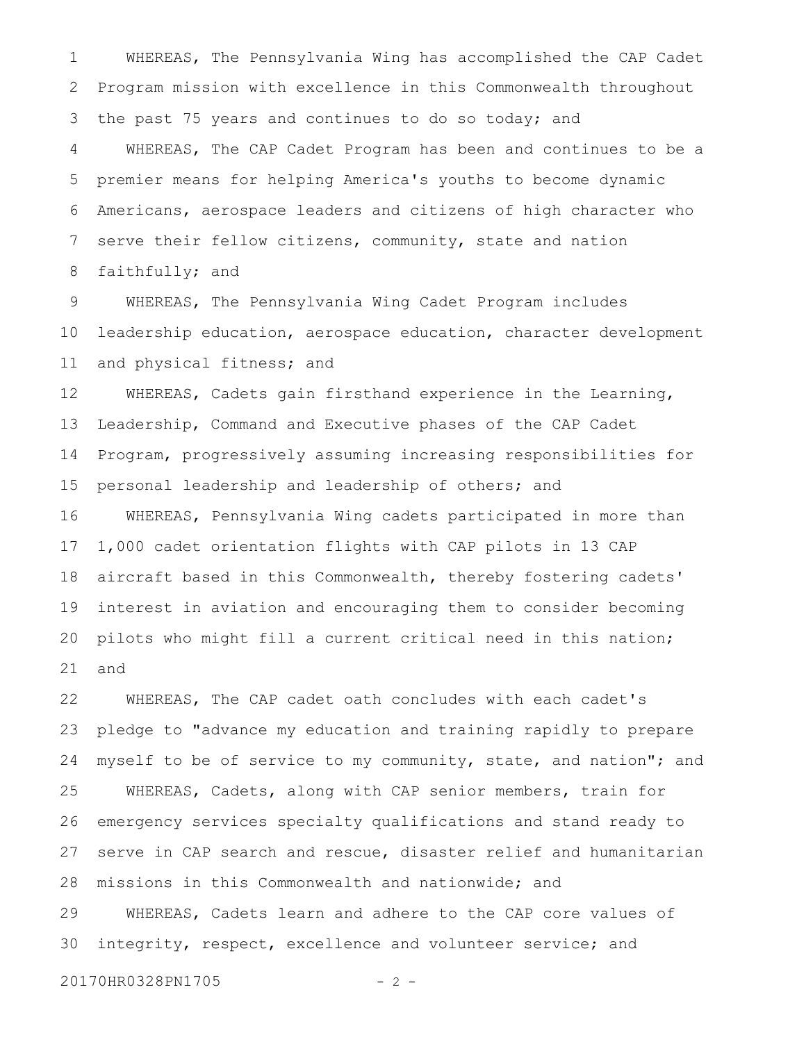WHEREAS, The Pennsylvania Wing has accomplished the CAP Cadet Program mission with excellence in this Commonwealth throughout the past 75 years and continues to do so today; and

WHEREAS, The CAP Cadet Program has been and continues to be a premier means for helping America's youths to become dynamic Americans, aerospace leaders and citizens of high character who serve their fellow citizens, community, state and nation faithfully; and

WHEREAS, The Pennsylvania Wing Cadet Program includes leadership education, aerospace education, character development and physical fitness; and

WHEREAS, Cadets gain firsthand experience in the Learning, Leadership, Command and Executive phases of the CAP Cadet Program, progressively assuming increasing responsibilities for personal leadership and leadership of others; and

WHEREAS, Pennsylvania Wing cadets participated in more than 1,000 cadet orientation flights with CAP pilots in 13 CAP aircraft based in this Commonwealth, thereby fostering cadets' interest in aviation and encouraging them to consider becoming pilots who might fill a current critical need in this nation; and

WHEREAS, The CAP cadet oath concludes with each cadet's pledge to "advance my education and training rapidly to prepare myself to be of service to my community, state, and nation"; and

WHEREAS, Cadets, along with CAP senior members, train for emergency services specialty qualifications and stand ready to serve in CAP search and rescue, disaster relief and humanitarian missions in this Commonwealth and nationwide; and

WHEREAS, Cadets learn and adhere to the CAP core values of integrity, respect, excellence and volunteer service; and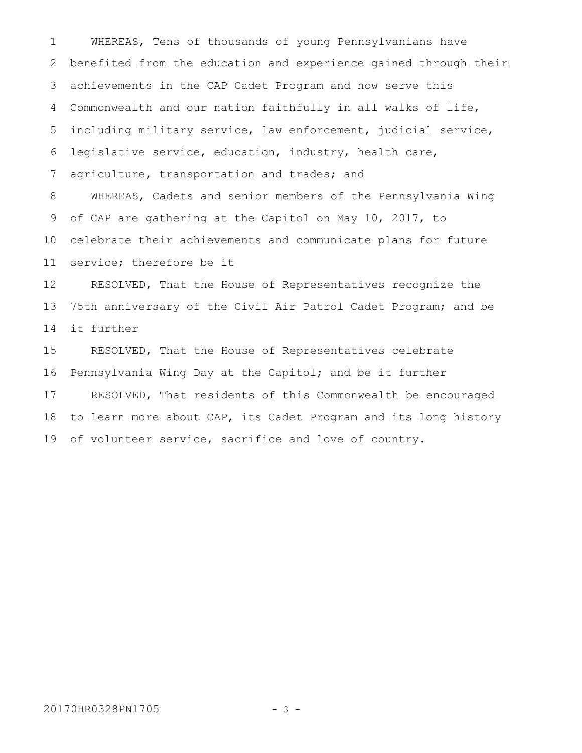WHEREAS, Tens of thousands of young Pennsylvanians have benefited from the education and experience gained through their achievements in the CAP Cadet Program and now serve this Commonwealth and our nation faithfully in all walks of life, including military service, law enforcement, judicial service, legislative service, education, industry, health care, agriculture, transportation and trades; and

WHEREAS, Cadets and senior members of the Pennsylvania Wing of CAP are gathering at the Capitol on May 10, 2017, to celebrate their achievements and communicate plans for future service; therefore be it

RESOLVED, That the House of Representatives recognize the 75th anniversary of the Civil Air Patrol Cadet Program; and be it further

RESOLVED, That the House of Representatives celebrate Pennsylvania Wing Day at the Capitol; and be it further

RESOLVED, That residents of this Commonwealth be encouraged to learn more about CAP, its Cadet Program and its long history of volunteer service, sacrifice and love of country.